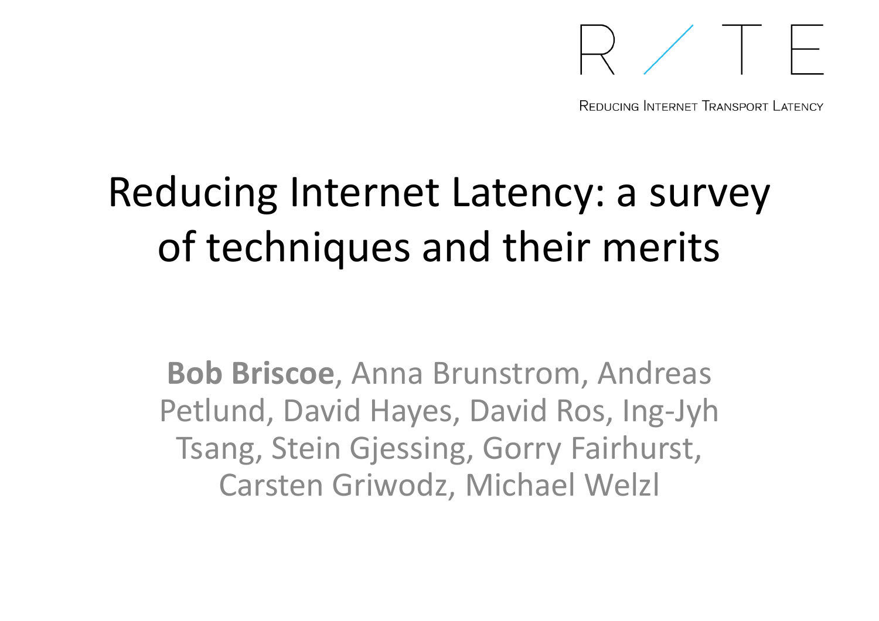R / T E

REDUCING INTERNET TRANSPORT LATENCY

# Reducing Internet Latency: a survey of techniques and their merits

**Bob Briscoe**, Anna Brunstrom, Andreas Petlund, David Hayes, David Ros, Ing-Jyh Tsang, Stein Gjessing, Gorry Fairhurst, Carsten Griwodz, Michael Welzl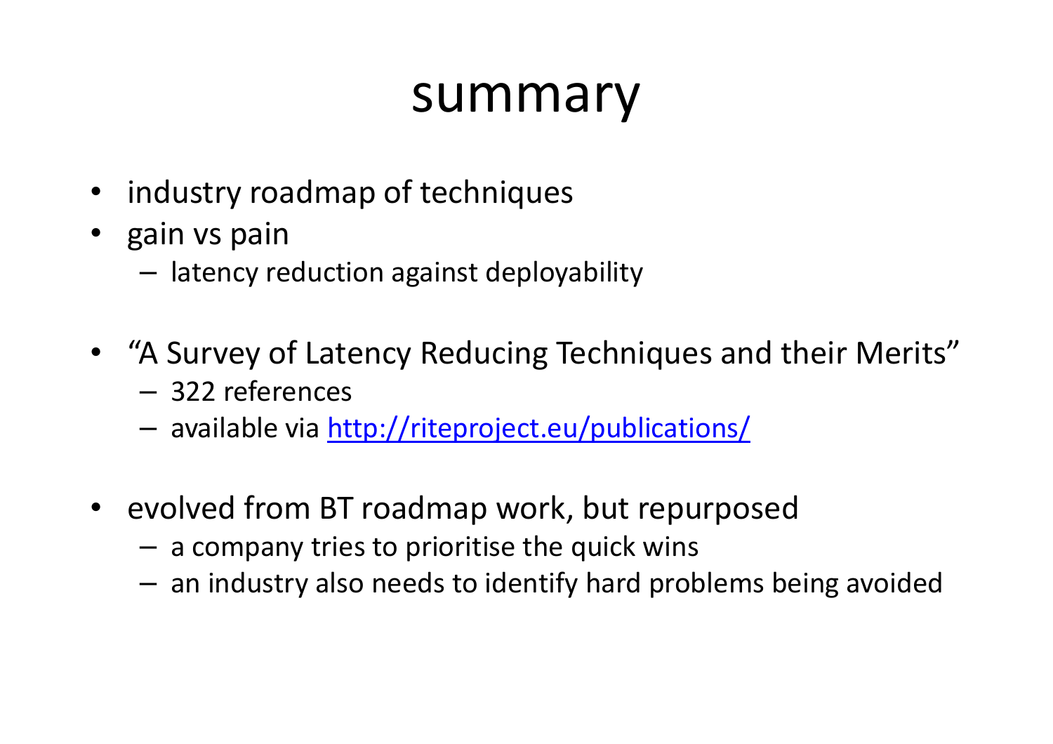# summary

- industry roadmap of techniques
- gain vs pain
  - latency reduction against deployability

- "A Survey of Latency Reducing Techniques and their Merits"
  - 322 references
  - available via [http://riteproject.eu/publications/](http://riteproject.eu/publications/)

- evolved from BT roadmap work, but repurposed
  - a company tries to prioritise the quick wins
  - an industry also needs to identify hard problems being avoided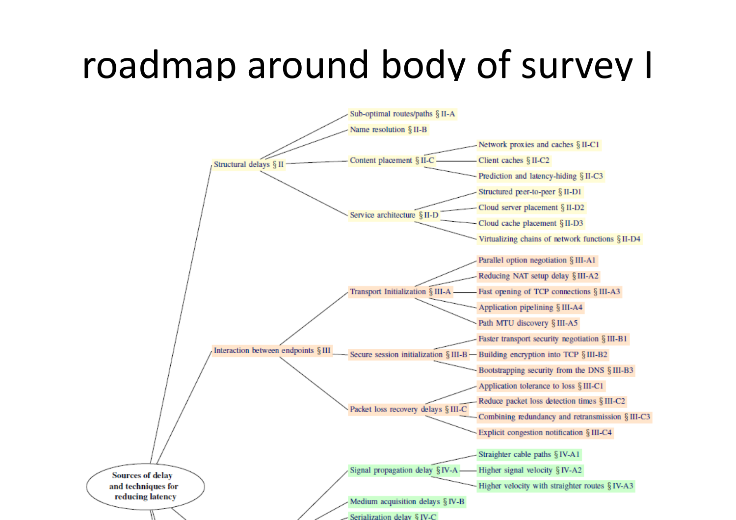# roadmap around body of survey I

- Sources of delay and techniques for reducing latency
  - Structural delays § II
    - Sub-optimal routes/paths § II-A
    - Name resolution § II-B
    - Content placement § II-C
      - Network proxies and caches § II-C1
      - Client caches § II-C2
      - Prediction and latency-hiding § II-C3
    - Service architecture § II-D
      - Structured peer-to-peer § II-D1
      - Cloud server placement § II-D2
      - Cloud cache placement § II-D3
      - Virtualizing chains of network functions § II-D4
  - Interaction between endpoints § III
    - Transport Initialization § III-A
      - Parallel option negotiation § III-A1
      - Reducing NAT setup delay § III-A2
      - Fast opening of TCP connections § III-A3
      - Application pipelining § III-A4
      - Path MTU discovery § III-A5
    - Secure session initialization § III-B
      - Faster transport security negotiation § III-B1
      - Building encryption into TCP § III-B2
      - Bootstrapping security from the DNS § III-B3
    - Packet loss recovery delays § III-C
      - Application tolerance to loss § III-C1
      - Reduce packet loss detection times § III-C2
      - Combining redundancy and retransmission § III-C3
      - Explicit congestion notification § III-C4
  - Signal propagation delay § IV-A
    - Straighter cable paths § IV-A1
    - Higher signal velocity § IV-A2
    - Higher velocity with straighter routes § IV-A3
  - Medium acquisition delays § IV-B
  - Serialization delay § IV-C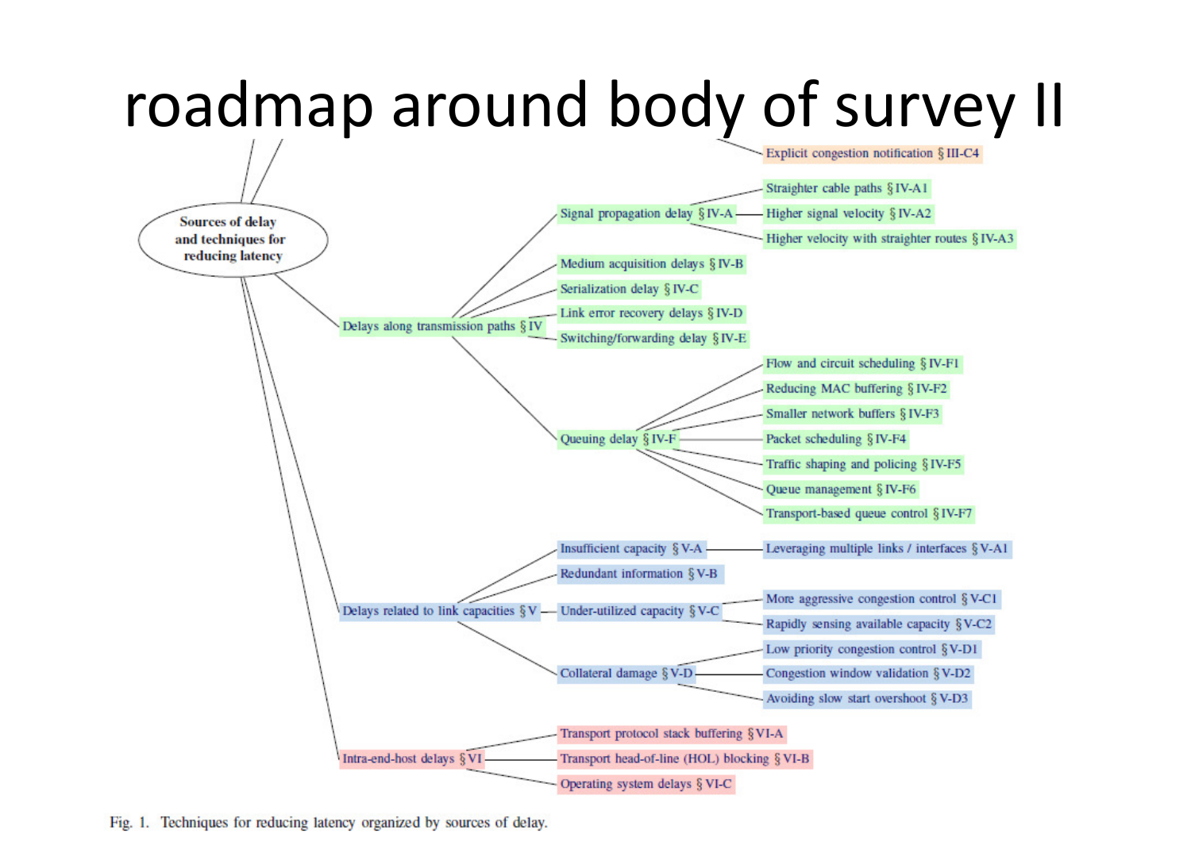# roadmap around body of survey II

- Sources of delay and techniques for reducing latency
  - Explicit congestion notification § III-C4
  - Delays along transmission paths § IV
    - Signal propagation delay § IV-A
      - Straighter cable paths § IV-A1
      - Higher signal velocity § IV-A2
      - Higher velocity with straighter routes § IV-A3
    - Medium acquisition delays § IV-B
    - Serialization delay § IV-C
    - Link error recovery delays § IV-D
    - Switching/forwarding delay § IV-E
    - Queuing delay § IV-F
      - Flow and circuit scheduling § IV-F1
      - Reducing MAC buffering § IV-F2
      - Smaller network buffers § IV-F3
      - Packet scheduling § IV-F4
      - Traffic shaping and policing § IV-F5
      - Queue management § IV-F6
      - Transport-based queue control § IV-F7
  - Delays related to link capacities § V
    - Insufficient capacity § V-A
      - Leveraging multiple links / interfaces § V-A1
    - Redundant information § V-B
    - Under-utilized capacity § V-C
      - More aggressive congestion control § V-C1
      - Rapidly sensing available capacity § V-C2
    - Collateral damage § V-D
      - Low priority congestion control § V-D1
      - Congestion window validation § V-D2
      - Avoiding slow start overshoot § V-D3
  - Intra-end-host delays § VI
    - Transport protocol stack buffering § VI-A
    - Transport head-of-line (HOL) blocking § VI-B
    - Operating system delays § VI-C

Fig. 1. Techniques for reducing latency organized by sources of delay.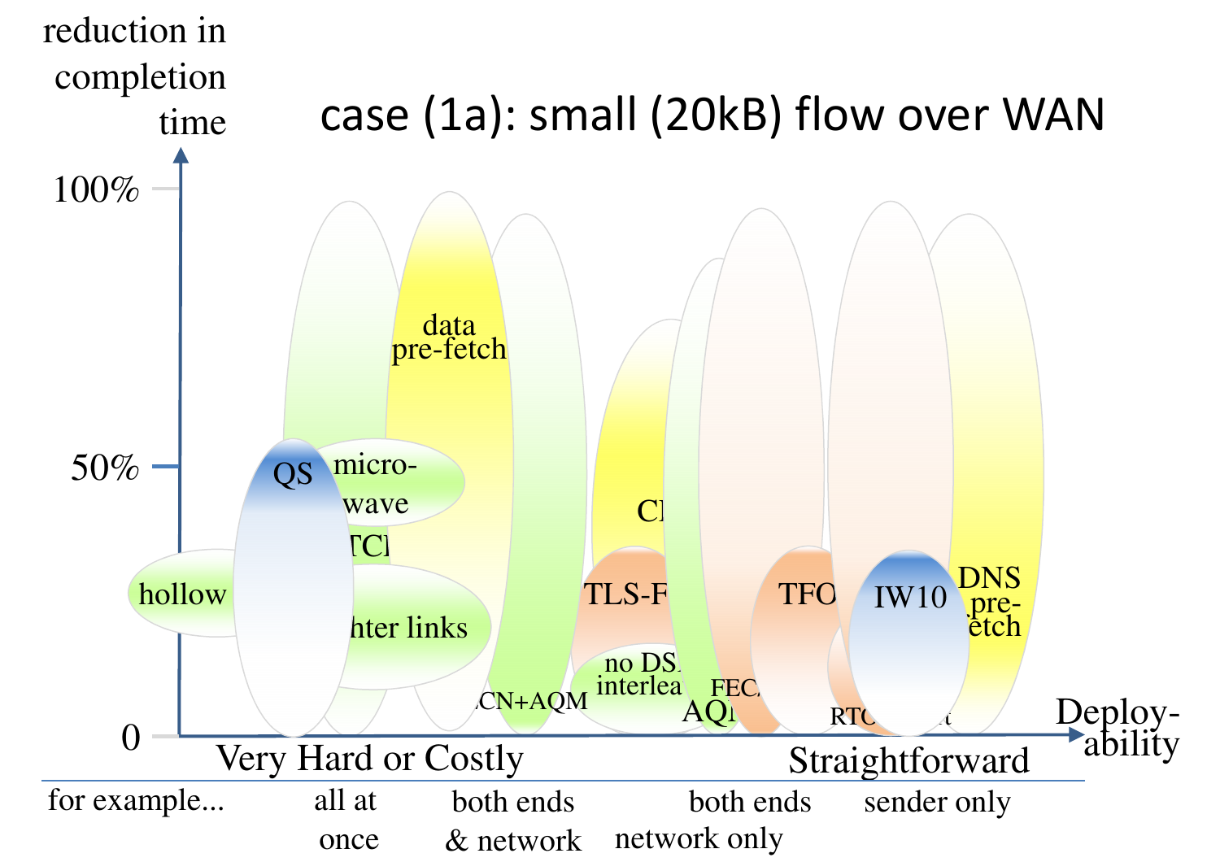reduction in completion time

case (1a): small (20kB) flow over WAN

100%

50%

0

data pre-fetch

QS

micro-wave

TCP

hollow

lighter links

ECN+AQM

CI

TLS-F

no DSL interleave

FEC

AQM

TFO

RTO

IW10

DNS pre-fetch

Deploy-ability

Very Hard or Costly

Straightforward

for example...

all at once

both ends & network

both ends

network only

sender only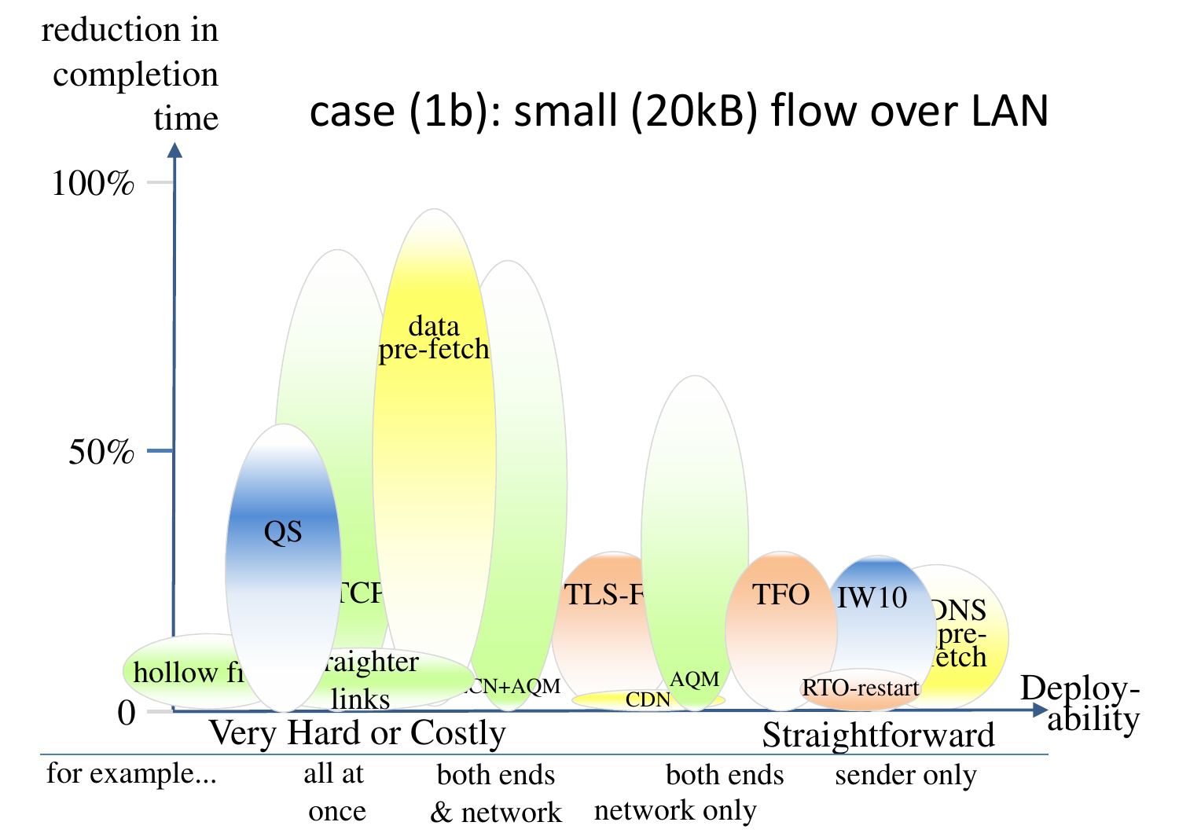reduction in completion time

# case (1b): small (20kB) flow over LAN

100%

50%

0

data pre-fetch

QS

TCP

hollow fi

straighter links

ECN+AQM

TLS-F

CDN

AQM

TFO

IW10

RTO-restart

DNS pre-fetch

Deploy-ability

Very Hard or Costly

Straightforward

for example... all at once both ends & network both ends network only sender only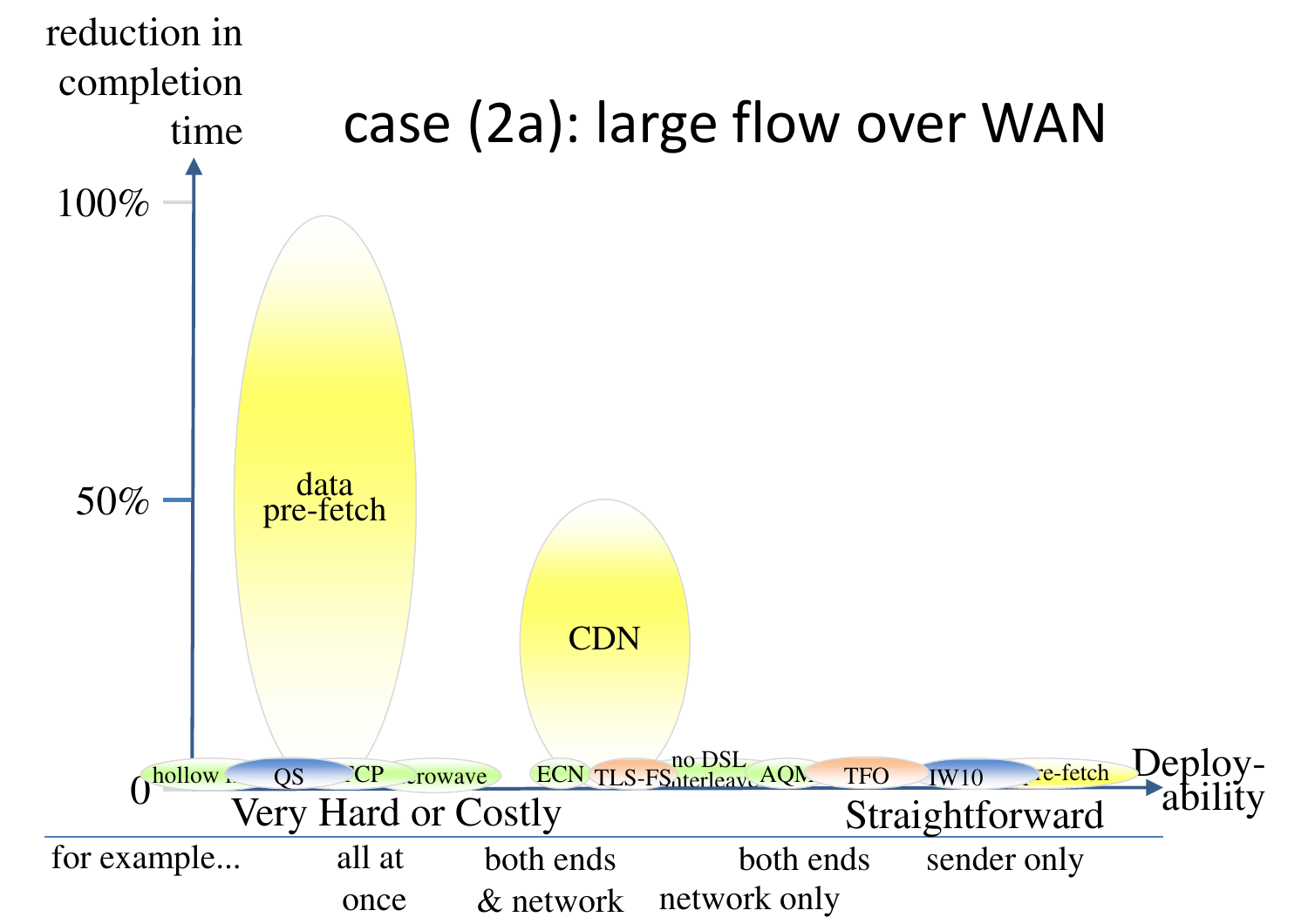# case (2a): large flow over WAN

reduction in completion time

100%

50%

0

data pre-fetch

CDN

hollow … QS … TCP … crowave … ECN … TLS-FS … no DSL interleave … AQM … TFO … IW10 … pre-fetch

Deploy-ability

Very Hard or Costly — Straightforward

for example… | all at once | both ends & network | both ends | network only | sender only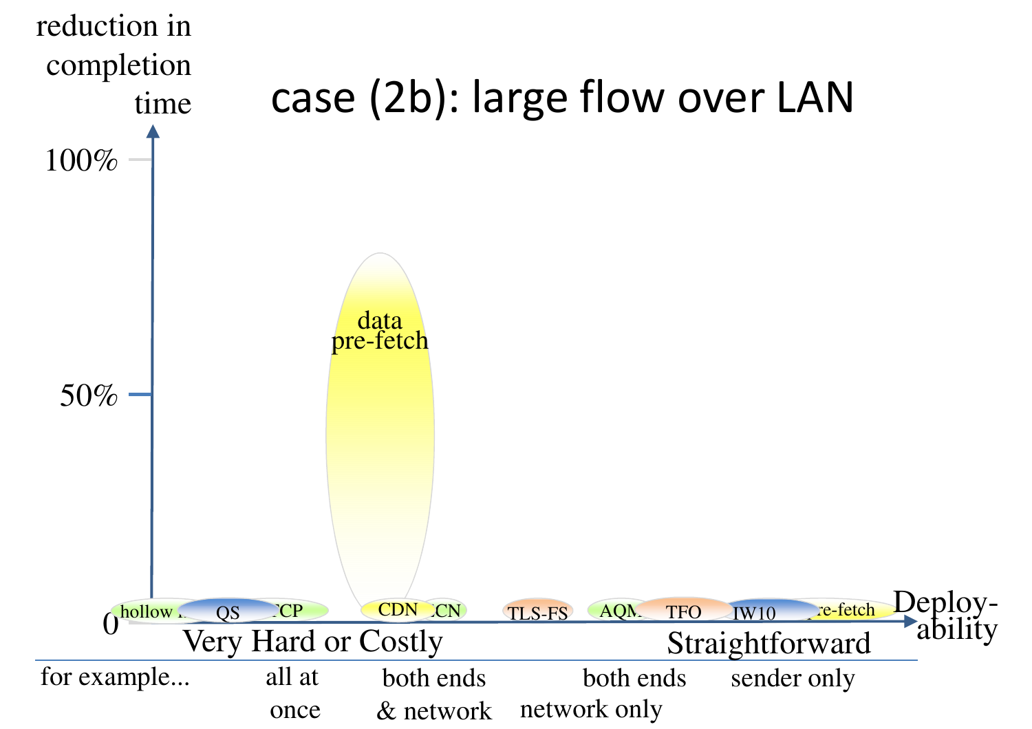# case (2b): large flow over LAN

reduction in completion time

100%

50%

0

data pre-fetch

hollow

QS

TCP

CDN

ECN

TLS-FS

AQM

TFO

IW10

pre-fetch

Deploy-ability

Very Hard or Costly

Straightforward

for example...

all at once

both ends & network

network only

both ends

sender only